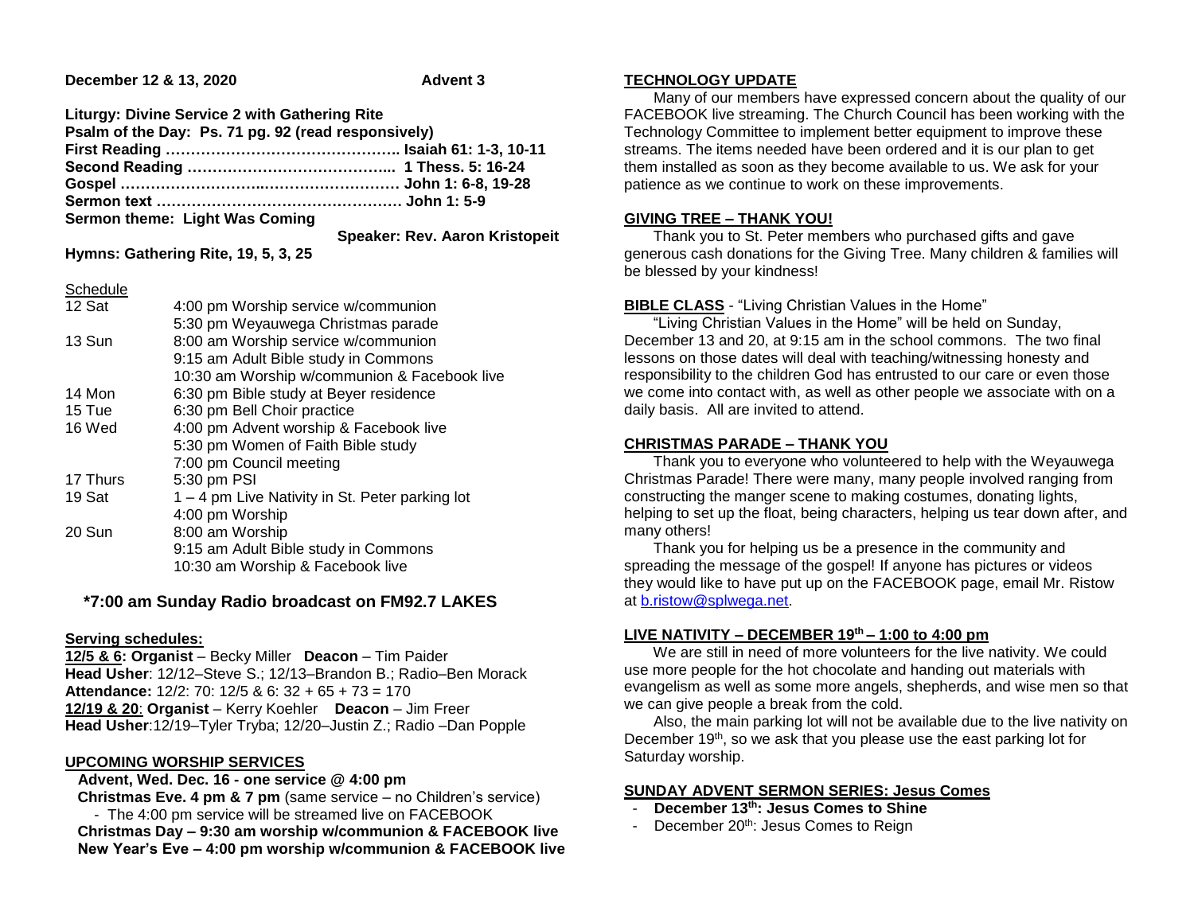**December 12 & 13, 2020** **Advent 3**

**Liturgy: Divine Service 2 with Gathering Rite**
**Psalm of the Day: Ps. 71 pg. 92 (read responsively)**
**First Reading ……………………………………….. Isaiah 61: 1-3, 10-11**
**Second Reading …………………………………... 1 Thess. 5: 16-24**
**Gospel ……………………..……………………… John 1: 6-8, 19-28**
**Sermon text …………………………………………. John 1: 5-9**
**Sermon theme: Light Was Coming**
**Speaker: Rev. Aaron Kristopeit**
**Hymns: Gathering Rite, 19, 5, 3, 25**

Schedule

| | |
|---|---|
| 12 Sat | 4:00 pm Worship service w/communion |
| | 5:30 pm Weyauwega Christmas parade |
| 13 Sun | 8:00 am Worship service w/communion |
| | 9:15 am Adult Bible study in Commons |
| | 10:30 am Worship w/communion & Facebook live |
| 14 Mon | 6:30 pm Bible study at Beyer residence |
| 15 Tue | 6:30 pm Bell Choir practice |
| 16 Wed | 4:00 pm Advent worship & Facebook live |
| | 5:30 pm Women of Faith Bible study |
| | 7:00 pm Council meeting |
| 17 Thurs | 5:30 pm PSI |
| 19 Sat | 1 – 4 pm Live Nativity in St. Peter parking lot |
| | 4:00 pm Worship |
| 20 Sun | 8:00 am Worship |
| | 9:15 am Adult Bible study in Commons |
| | 10:30 am Worship & Facebook live |

**\*7:00 am Sunday Radio broadcast on FM92.7 LAKES**

**Serving schedules:**
**12/5 & 6: Organist** – Becky Miller **Deacon** – Tim Paider
**Head Usher**: 12/12–Steve S.; 12/13–Brandon B.; Radio–Ben Morack
**Attendance:** 12/2: 70: 12/5 & 6: 32 + 65 + 73 = 170
**12/19 & 20**: **Organist** – Kerry Koehler **Deacon** – Jim Freer
**Head Usher**:12/19–Tyler Tryba; 12/20–Justin Z.; Radio –Dan Popple

**UPCOMING WORSHIP SERVICES**

**Advent, Wed. Dec. 16 - one service @ 4:00 pm**
**Christmas Eve. 4 pm & 7 pm** (same service – no Children's service)
- The 4:00 pm service will be streamed live on FACEBOOK

**Christmas Day – 9:30 am worship w/communion & FACEBOOK live**
**New Year's Eve – 4:00 pm worship w/communion & FACEBOOK live**

**TECHNOLOGY UPDATE**

Many of our members have expressed concern about the quality of our FACEBOOK live streaming. The Church Council has been working with the Technology Committee to implement better equipment to improve these streams. The items needed have been ordered and it is our plan to get them installed as soon as they become available to us. We ask for your patience as we continue to work on these improvements.

**GIVING TREE – THANK YOU!**

Thank you to St. Peter members who purchased gifts and gave generous cash donations for the Giving Tree. Many children & families will be blessed by your kindness!

**BIBLE CLASS** - "Living Christian Values in the Home"

"Living Christian Values in the Home" will be held on Sunday, December 13 and 20, at 9:15 am in the school commons. The two final lessons on those dates will deal with teaching/witnessing honesty and responsibility to the children God has entrusted to our care or even those we come into contact with, as well as other people we associate with on a daily basis. All are invited to attend.

**CHRISTMAS PARADE – THANK YOU**

Thank you to everyone who volunteered to help with the Weyauwega Christmas Parade! There were many, many people involved ranging from constructing the manger scene to making costumes, donating lights, helping to set up the float, being characters, helping us tear down after, and many others!

Thank you for helping us be a presence in the community and spreading the message of the gospel! If anyone has pictures or videos they would like to have put up on the FACEBOOK page, email Mr. Ristow at b.ristow@splwega.net.

**LIVE NATIVITY – DECEMBER 19th – 1:00 to 4:00 pm**

We are still in need of more volunteers for the live nativity. We could use more people for the hot chocolate and handing out materials with evangelism as well as some more angels, shepherds, and wise men so that we can give people a break from the cold.

Also, the main parking lot will not be available due to the live nativity on December 19th, so we ask that you please use the east parking lot for Saturday worship.

**SUNDAY ADVENT SERMON SERIES: Jesus Comes**

- **December 13th: Jesus Comes to Shine**
- December 20th: Jesus Comes to Reign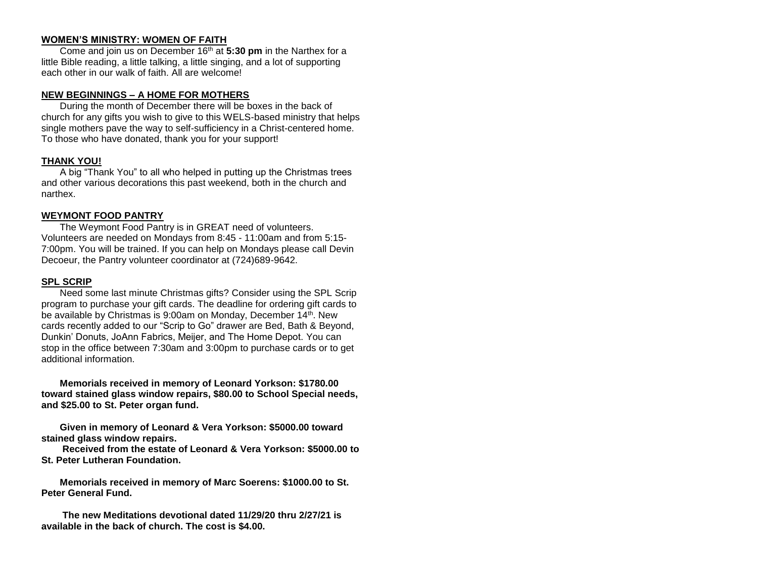**WOMEN'S MINISTRY: WOMEN OF FAITH**

Come and join us on December 16th at **5:30 pm** in the Narthex for a little Bible reading, a little talking, a little singing, and a lot of supporting each other in our walk of faith. All are welcome!

**NEW BEGINNINGS – A HOME FOR MOTHERS**

During the month of December there will be boxes in the back of church for any gifts you wish to give to this WELS-based ministry that helps single mothers pave the way to self-sufficiency in a Christ-centered home. To those who have donated, thank you for your support!

**THANK YOU!**

A big "Thank You" to all who helped in putting up the Christmas trees and other various decorations this past weekend, both in the church and narthex.

**WEYMONT FOOD PANTRY**

The Weymont Food Pantry is in GREAT need of volunteers. Volunteers are needed on Mondays from 8:45 - 11:00am and from 5:15-7:00pm. You will be trained. If you can help on Mondays please call Devin Decoeur, the Pantry volunteer coordinator at (724)689-9642.

**SPL SCRIP**

Need some last minute Christmas gifts? Consider using the SPL Scrip program to purchase your gift cards. The deadline for ordering gift cards to be available by Christmas is 9:00am on Monday, December 14th. New cards recently added to our "Scrip to Go" drawer are Bed, Bath & Beyond, Dunkin' Donuts, JoAnn Fabrics, Meijer, and The Home Depot. You can stop in the office between 7:30am and 3:00pm to purchase cards or to get additional information.

**Memorials received in memory of Leonard Yorkson: $1780.00 toward stained glass window repairs, $80.00 to School Special needs, and $25.00 to St. Peter organ fund.**

**Given in memory of Leonard & Vera Yorkson: $5000.00 toward stained glass window repairs.**

**Received from the estate of Leonard & Vera Yorkson: $5000.00 to St. Peter Lutheran Foundation.**

**Memorials received in memory of Marc Soerens: $1000.00 to St. Peter General Fund.**

**The new Meditations devotional dated 11/29/20 thru 2/27/21 is available in the back of church. The cost is $4.00.**